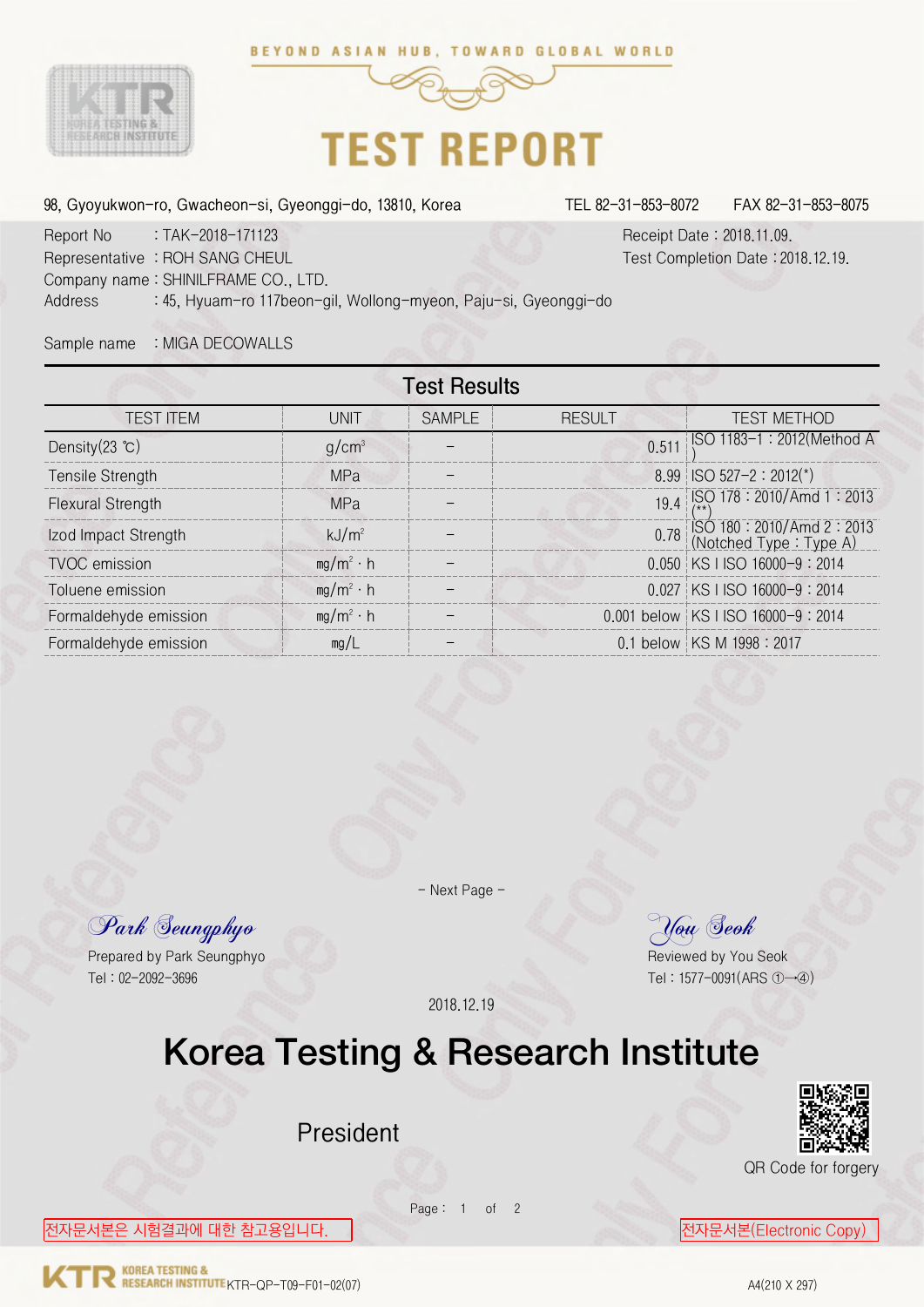BEYOND ASIAN HUB, TOWARD GLOBAL WORLD

# TEST REPORT

98, Gyoyukwon-ro, Gwacheon-si, Gyeonggi-do, 13810, Korea TEL 82-31-853-8072 FAX 82-31-853-8075

Report No : TAK-2018-171123
Representative : ROH SANG CHEUL
Company name : SHINILFRAME CO., LTD.
Address : 45, Hyuam-ro 117beon-gil, Wollong-myeon, Paju-si, Gyeonggi-do

Receipt Date : 2018.11.09.
Test Completion Date : 2018.12.19.

Sample name : MIGA DECOWALLS

## Test Results

| TEST ITEM | UNIT | SAMPLE | RESULT | TEST METHOD |
|---|---|---|---|---|
| Density(23 ℃) | g/cm³ | – | 0.511 | ISO 1183-1 : 2012(Method A) |
| Tensile Strength | MPa | – | 8.99 | ISO 527-2 : 2012(*) |
| Flexural Strength | MPa | – | 19.4 | ISO 178 : 2010/Amd 1 : 2013 (**) |
| Izod Impact Strength | kJ/m² | – | 0.78 | ISO 180 : 2010/Amd 2 : 2013 (Notched Type : Type A) |
| TVOC emission | ㎎/m² · h | – | 0.050 | KS I ISO 16000-9 : 2014 |
| Toluene emission | ㎎/m² · h | – | 0.027 | KS I ISO 16000-9 : 2014 |
| Formaldehyde emission | ㎎/m² · h | – | 0.001 below | KS I ISO 16000-9 : 2014 |
| Formaldehyde emission | ㎎/L | – | 0.1 below | KS M 1998 : 2017 |

– Next Page –

*Park Seungphyo*
Prepared by Park Seungphyo
Tel : 02-2092-3696

*You Seok*
Reviewed by You Seok
Tel : 1577-0091(ARS ①→④)

2018.12.19

# Korea Testing & Research Institute

President

QR Code for forgery

전자문서본은 시험결과에 대한 참고용입니다.

전자문서본(Electronic Copy)

KTR-QP-T09-F01-02(07) A4(210 X 297)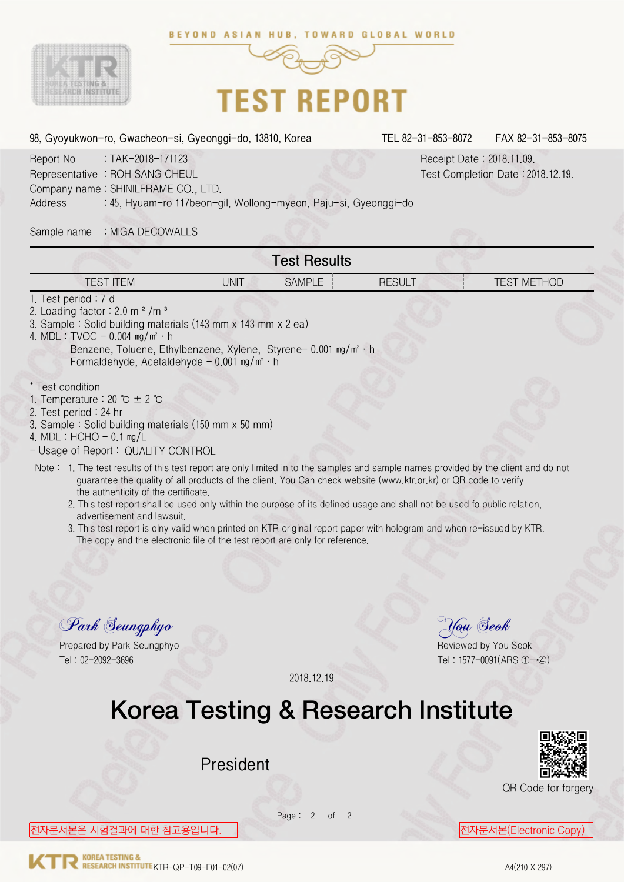# TEST REPORT

BEYOND ASIAN HUB, TOWARD GLOBAL WORLD

98, Gyoyukwon-ro, Gwacheon-si, Gyeonggi-do, 13810, Korea TEL 82-31-853-8072 FAX 82-31-853-8075

Report No : TAK-2018-171123
Representative : ROH SANG CHEUL
Company name : SHINILFRAME CO., LTD.
Address : 45, Hyuam-ro 117beon-gil, Wollong-myeon, Paju-si, Gyeonggi-do

Receipt Date : 2018.11.09.
Test Completion Date : 2018.12.19.

Sample name : MIGA DECOWALLS

## Test Results

| TEST ITEM | UNIT | SAMPLE | RESULT | TEST METHOD |
|---|---|---|---|---|

1. Test period : 7 d
2. Loading factor : 2.0 $m^2$ /$m^3$
3. Sample : Solid building materials (143 mm x 143 mm x 2 ea)
4. MDL : TVOC – 0.004 ㎎/㎡ · h
   Benzene, Toluene, Ethylbenzene, Xylene, Styrene– 0.001 ㎎/㎡ · h
   Formaldehyde, Acetaldehyde – 0.001 ㎎/㎡ · h

\* Test condition

1. Temperature : 20 ℃ ± 2 ℃
2. Test period : 24 hr
3. Sample : Solid building materials (150 mm x 50 mm)
4. MDL : HCHO – 0.1 ㎎/L

– Usage of Report : QUALITY CONTROL

Note : 1. The test results of this test report are only limited in to the samples and sample names provided by the client and do not guarantee the quality of all products of the client. You Can check website (www.ktr.or.kr) or QR code to verify the authenticity of the certificate.
2. This test report shall be used only within the purpose of its defined usage and shall not be used fo public relation, advertisement and lawsuit.
3. This test report is olny valid when printed on KTR original report paper with hologram and when re-issued by KTR. The copy and the electronic file of the test report are only for reference.

Park Seungphyo
Prepared by Park Seungphyo
Tel : 02-2092-3696

You Seok
Reviewed by You Seok
Tel : 1577-0091(ARS ①→④)

2018.12.19

# Korea Testing & Research Institute

President

QR Code for forgery

전자문서본은 시험결과에 대한 참고용입니다.

전자문서본(Electronic Copy)

KTR-QP-T09-F01-02(07)

A4(210 X 297)